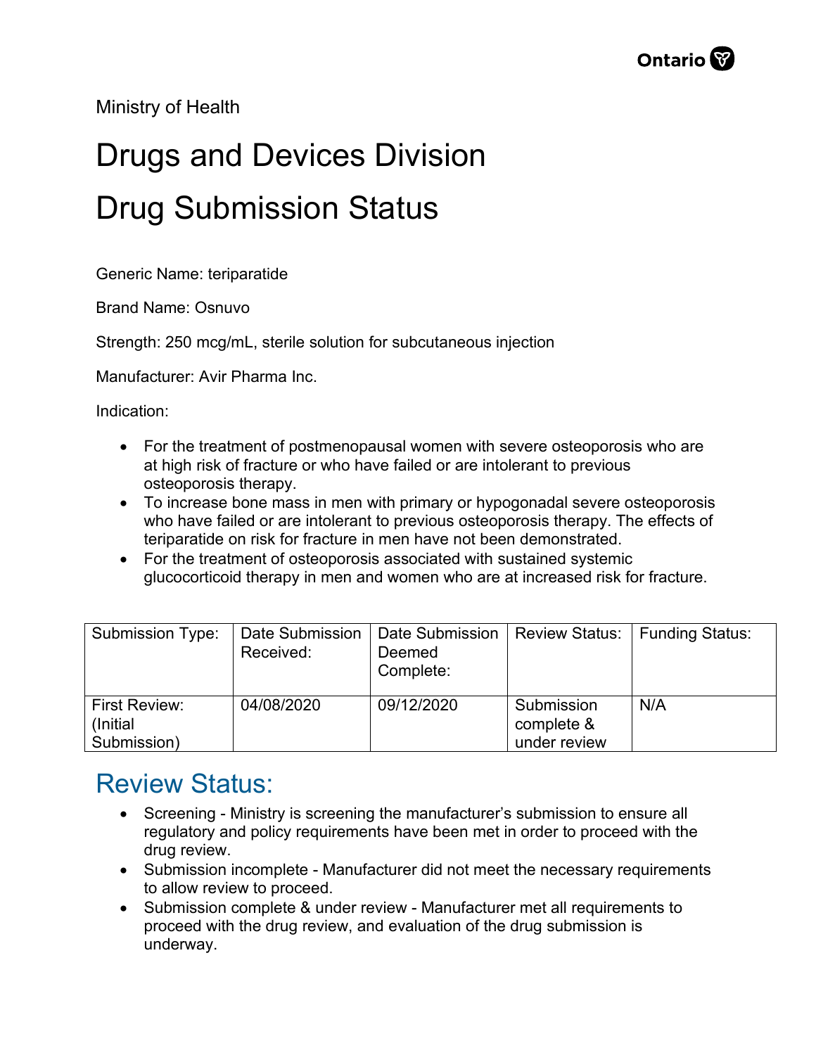Ministry of Health

# Drugs and Devices Division

# Drug Submission Status

Generic Name: teriparatide

Brand Name: Osnuvo

Strength: 250 mcg/mL, sterile solution for subcutaneous injection

Manufacturer: Avir Pharma Inc.

Indication:

- For the treatment of postmenopausal women with severe osteoporosis who are at high risk of fracture or who have failed or are intolerant to previous osteoporosis therapy.
- To increase bone mass in men with primary or hypogonadal severe osteoporosis who have failed or are intolerant to previous osteoporosis therapy. The effects of teriparatide on risk for fracture in men have not been demonstrated.
- For the treatment of osteoporosis associated with sustained systemic glucocorticoid therapy in men and women who are at increased risk for fracture.

| Submission Type: | Date Submission Received: | Date Submission Deemed Complete: | Review Status: | Funding Status: |
|---|---|---|---|---|
| First Review: (Initial Submission) | 04/08/2020 | 09/12/2020 | Submission complete & under review | N/A |

## Review Status:

- Screening - Ministry is screening the manufacturer's submission to ensure all regulatory and policy requirements have been met in order to proceed with the drug review.
- Submission incomplete - Manufacturer did not meet the necessary requirements to allow review to proceed.
- Submission complete & under review - Manufacturer met all requirements to proceed with the drug review, and evaluation of the drug submission is underway.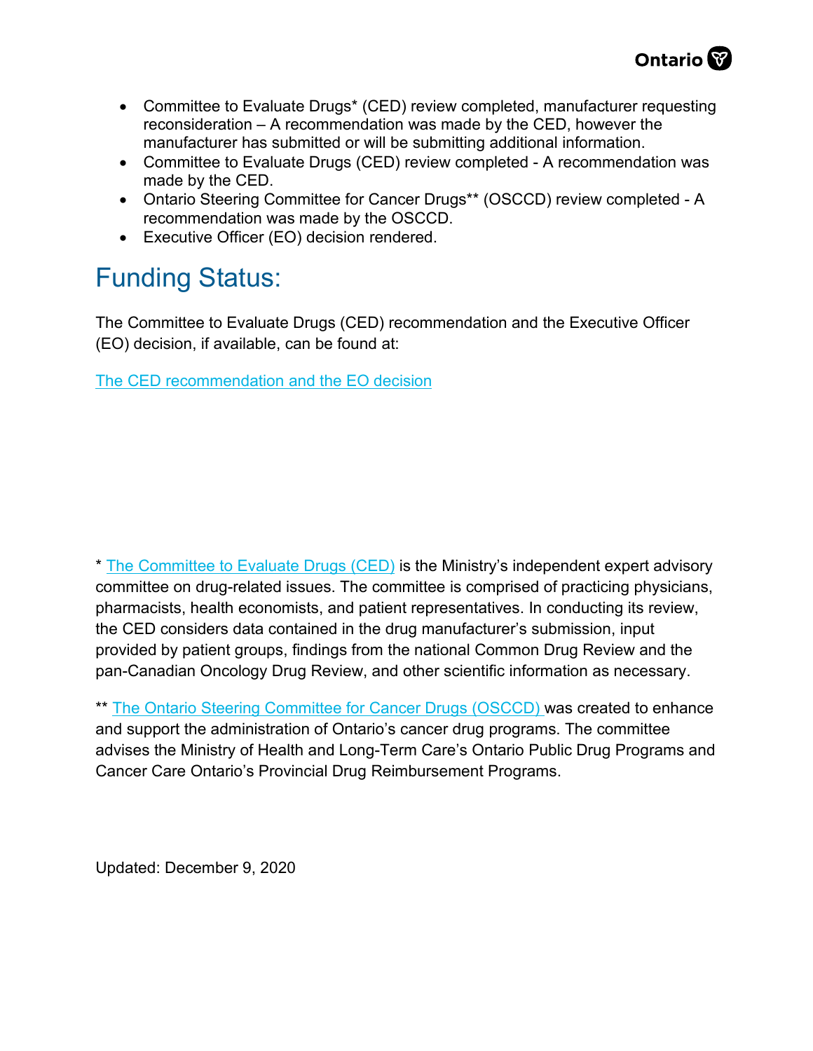- Committee to Evaluate Drugs* (CED) review completed, manufacturer requesting reconsideration – A recommendation was made by the CED, however the manufacturer has submitted or will be submitting additional information.
- Committee to Evaluate Drugs (CED) review completed - A recommendation was made by the CED.
- Ontario Steering Committee for Cancer Drugs** (OSCCD) review completed - A recommendation was made by the OSCCD.
- Executive Officer (EO) decision rendered.

# Funding Status:

The Committee to Evaluate Drugs (CED) recommendation and the Executive Officer (EO) decision, if available, can be found at:

The CED recommendation and the EO decision

* The Committee to Evaluate Drugs (CED) is the Ministry's independent expert advisory committee on drug-related issues. The committee is comprised of practicing physicians, pharmacists, health economists, and patient representatives. In conducting its review, the CED considers data contained in the drug manufacturer's submission, input provided by patient groups, findings from the national Common Drug Review and the pan-Canadian Oncology Drug Review, and other scientific information as necessary.

** The Ontario Steering Committee for Cancer Drugs (OSCCD) was created to enhance and support the administration of Ontario's cancer drug programs. The committee advises the Ministry of Health and Long-Term Care's Ontario Public Drug Programs and Cancer Care Ontario's Provincial Drug Reimbursement Programs.

Updated: December 9, 2020